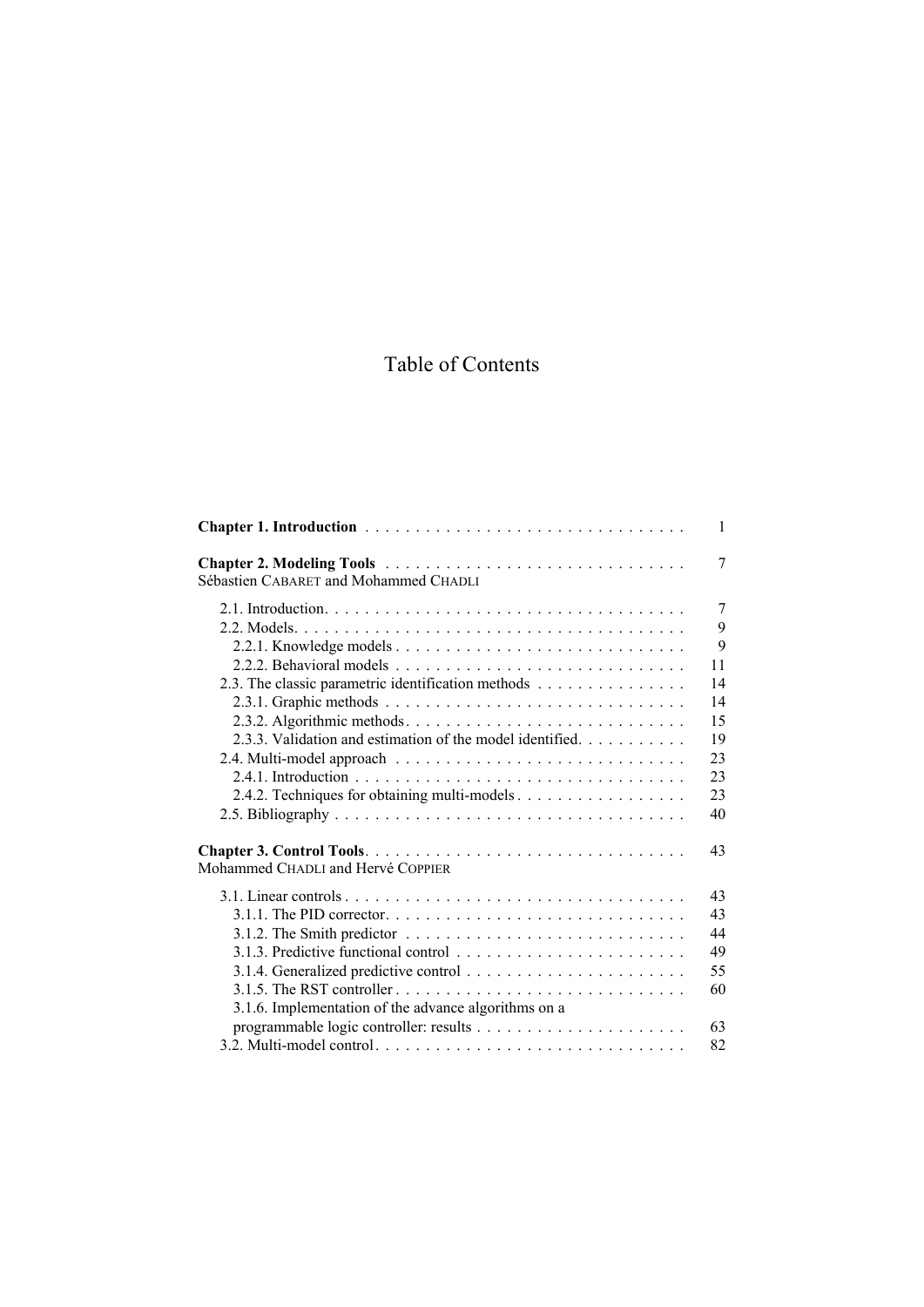# Table of Contents

**Chapter 1. Introduction** . . . . . . . . . . . . . . . . . . . . . . . . . . . . . . . . 1

**Chapter 2. Modeling Tools** . . . . . . . . . . . . . . . . . . . . . . . . . . . . . . 7
Sébastien CABARET and Mohammed CHADLI

- 2.1. Introduction . . . . . . . . . . . . . . . . . . . . . . . . . . . . . . . . . . . . 7
- 2.2. Models . . . . . . . . . . . . . . . . . . . . . . . . . . . . . . . . . . . . . . . 9
  - 2.2.1. Knowledge models . . . . . . . . . . . . . . . . . . . . . . . . . . . . 9
  - 2.2.2. Behavioral models . . . . . . . . . . . . . . . . . . . . . . . . . . . . . 11
- 2.3. The classic parametric identification methods . . . . . . . . . . . . . . . 14
  - 2.3.1. Graphic methods . . . . . . . . . . . . . . . . . . . . . . . . . . . . . . 14
  - 2.3.2. Algorithmic methods . . . . . . . . . . . . . . . . . . . . . . . . . . . 15
  - 2.3.3. Validation and estimation of the model identified . . . . . . . . . . 19
- 2.4. Multi-model approach . . . . . . . . . . . . . . . . . . . . . . . . . . . . . 23
  - 2.4.1. Introduction . . . . . . . . . . . . . . . . . . . . . . . . . . . . . . . . . 23
  - 2.4.2. Techniques for obtaining multi-models . . . . . . . . . . . . . . . . 23
- 2.5. Bibliography . . . . . . . . . . . . . . . . . . . . . . . . . . . . . . . . . . . 40

**Chapter 3. Control Tools** . . . . . . . . . . . . . . . . . . . . . . . . . . . . . . . 43
Mohammed CHADLI and Hervé COPPIER

- 3.1. Linear controls . . . . . . . . . . . . . . . . . . . . . . . . . . . . . . . . . . 43
  - 3.1.1. The PID corrector . . . . . . . . . . . . . . . . . . . . . . . . . . . . . . 43
  - 3.1.2. The Smith predictor . . . . . . . . . . . . . . . . . . . . . . . . . . . . 44
  - 3.1.3. Predictive functional control . . . . . . . . . . . . . . . . . . . . . . . 49
  - 3.1.4. Generalized predictive control . . . . . . . . . . . . . . . . . . . . . . 55
  - 3.1.5. The RST controller . . . . . . . . . . . . . . . . . . . . . . . . . . . . . 60
  - 3.1.6. Implementation of the advance algorithms on a programmable logic controller: results . . . . . . . . . . . . . . . . . . . . . . 63
- 3.2. Multi-model control . . . . . . . . . . . . . . . . . . . . . . . . . . . . . . . 82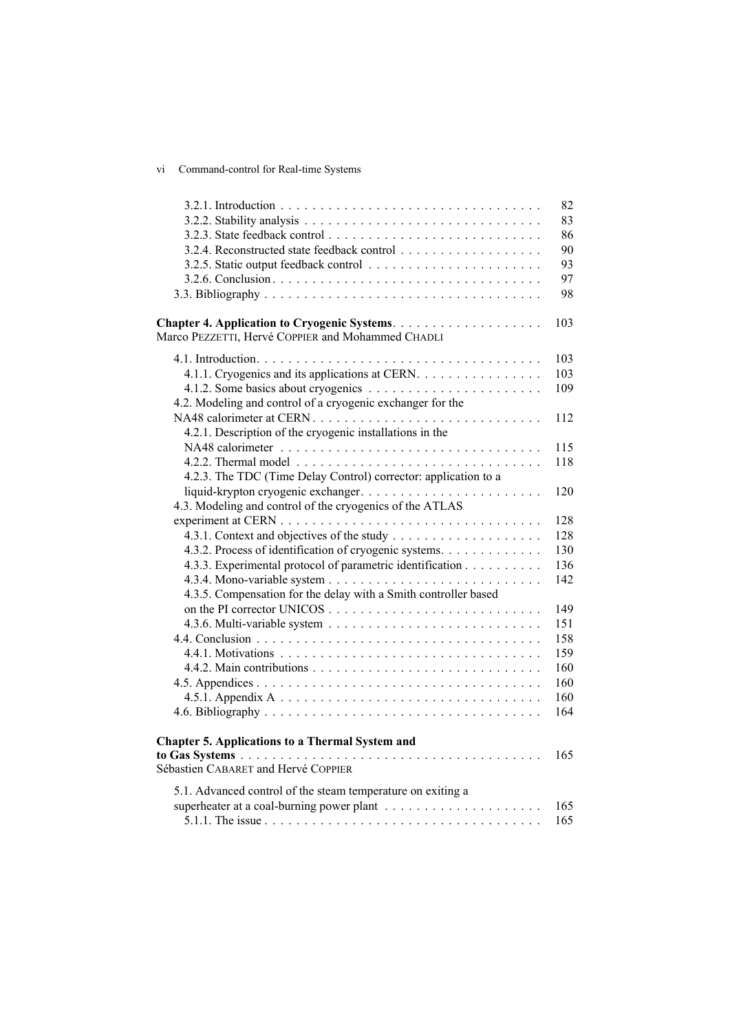3.2.1. Introduction . . . . . . . . . . . . . . . . . . . . . . . . . . . . . . . . . 82
3.2.2. Stability analysis . . . . . . . . . . . . . . . . . . . . . . . . . . . . . . 83
3.2.3. State feedback control . . . . . . . . . . . . . . . . . . . . . . . . . . . 86
3.2.4. Reconstructed state feedback control . . . . . . . . . . . . . . . . . . 90
3.2.5. Static output feedback control . . . . . . . . . . . . . . . . . . . . . . 93
3.2.6. Conclusion . . . . . . . . . . . . . . . . . . . . . . . . . . . . . . . . . 97
3.3. Bibliography . . . . . . . . . . . . . . . . . . . . . . . . . . . . . . . . . . 98

**Chapter 4. Application to Cryogenic Systems** . . . . . . . . . . . . . . . . . . 103
Marco PEZZETTI, Hervé COPPIER and Mohammed CHADLI

4.1. Introduction . . . . . . . . . . . . . . . . . . . . . . . . . . . . . . . . . . 103
4.1.1. Cryogenics and its applications at CERN . . . . . . . . . . . . . . . . 103
4.1.2. Some basics about cryogenics . . . . . . . . . . . . . . . . . . . . . . 109
4.2. Modeling and control of a cryogenic exchanger for the NA48 calorimeter at CERN . . . . . . . . . . . . . . . . . . . . . . . . . . . . 112
4.2.1. Description of the cryogenic installations in the NA48 calorimeter . . . . . . . . . . . . . . . . . . . . . . . . . . . . . . . . 115
4.2.2. Thermal model . . . . . . . . . . . . . . . . . . . . . . . . . . . . . . . 118
4.2.3. The TDC (Time Delay Control) corrector: application to a liquid-krypton cryogenic exchanger . . . . . . . . . . . . . . . . . . . . . . 120
4.3. Modeling and control of the cryogenics of the ATLAS experiment at CERN . . . . . . . . . . . . . . . . . . . . . . . . . . . . . . . 128
4.3.1. Context and objectives of the study . . . . . . . . . . . . . . . . . . . 128
4.3.2. Process of identification of cryogenic systems . . . . . . . . . . . . . 130
4.3.3. Experimental protocol of parametric identification . . . . . . . . . . 136
4.3.4. Mono-variable system . . . . . . . . . . . . . . . . . . . . . . . . . . . 142
4.3.5. Compensation for the delay with a Smith controller based on the PI corrector UNICOS . . . . . . . . . . . . . . . . . . . . . . . . . . 149
4.3.6. Multi-variable system . . . . . . . . . . . . . . . . . . . . . . . . . . . 151
4.4. Conclusion . . . . . . . . . . . . . . . . . . . . . . . . . . . . . . . . . . . 158
4.4.1. Motivations . . . . . . . . . . . . . . . . . . . . . . . . . . . . . . . . . 159
4.4.2. Main contributions . . . . . . . . . . . . . . . . . . . . . . . . . . . . . 160
4.5. Appendices . . . . . . . . . . . . . . . . . . . . . . . . . . . . . . . . . . . 160
4.5.1. Appendix A . . . . . . . . . . . . . . . . . . . . . . . . . . . . . . . . . 160
4.6. Bibliography . . . . . . . . . . . . . . . . . . . . . . . . . . . . . . . . . . 164

**Chapter 5. Applications to a Thermal System and to Gas Systems** . . . . . . . . . . . . . . . . . . . . . . . . . . . . . . . . . . . . 165
Sébastien CABARET and Hervé COPPIER

5.1. Advanced control of the steam temperature on exiting a superheater at a coal-burning power plant . . . . . . . . . . . . . . . . . . . . 165
5.1.1. The issue . . . . . . . . . . . . . . . . . . . . . . . . . . . . . . . . . . 165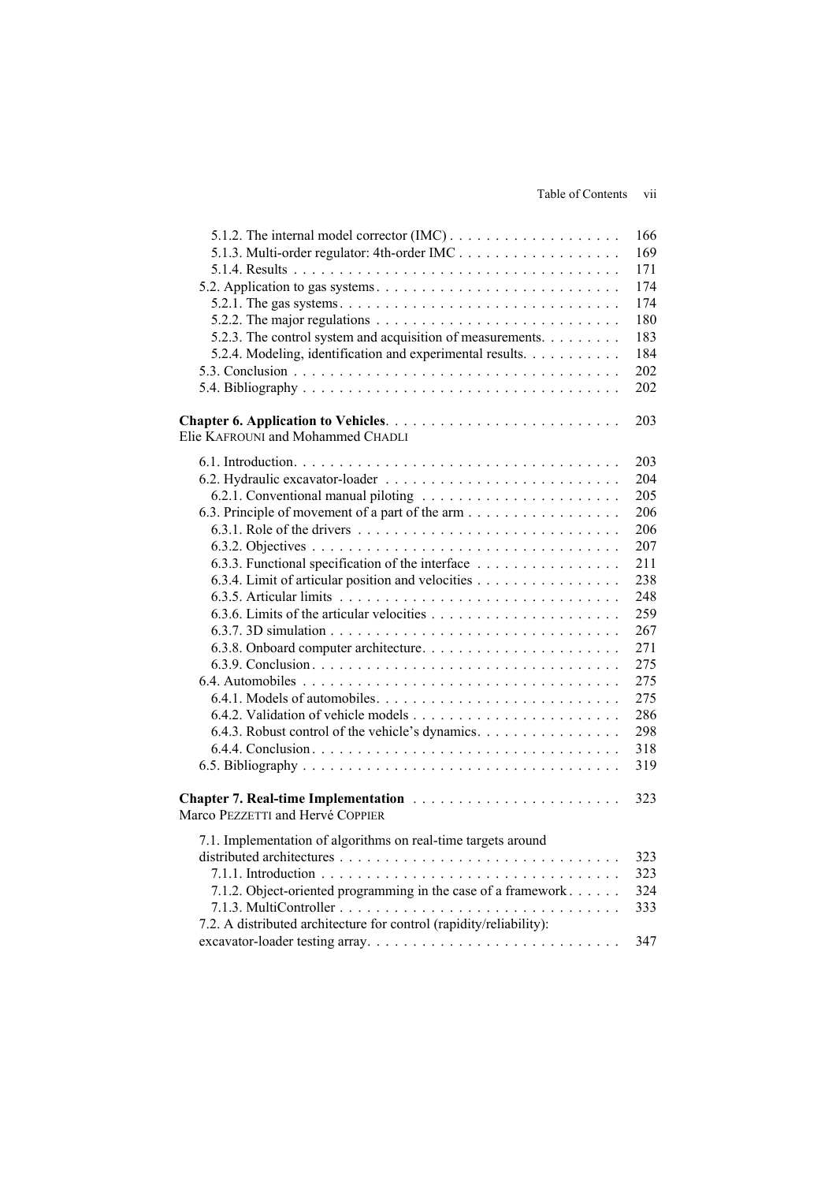5.1.2. The internal model corrector (IMC) . . . . . . . . . . . . . . . . . . 166
5.1.3. Multi-order regulator: 4th-order IMC . . . . . . . . . . . . . . . . . 169
5.1.4. Results . . . . . . . . . . . . . . . . . . . . . . . . . . . . . . . . . . . . 171
5.2. Application to gas systems . . . . . . . . . . . . . . . . . . . . . . . . . . 174
5.2.1. The gas systems . . . . . . . . . . . . . . . . . . . . . . . . . . . . . . 174
5.2.2. The major regulations . . . . . . . . . . . . . . . . . . . . . . . . . . . 180
5.2.3. The control system and acquisition of measurements. . . . . . . . . 183
5.2.4. Modeling, identification and experimental results. . . . . . . . . . . 184
5.3. Conclusion . . . . . . . . . . . . . . . . . . . . . . . . . . . . . . . . . . . . 202
5.4. Bibliography . . . . . . . . . . . . . . . . . . . . . . . . . . . . . . . . . . . 202

**Chapter 6. Application to Vehicles**. . . . . . . . . . . . . . . . . . . . . . . . . . 203
Elie KAFROUNI and Mohammed CHADLI

6.1. Introduction. . . . . . . . . . . . . . . . . . . . . . . . . . . . . . . . . . . . 203
6.2. Hydraulic excavator-loader . . . . . . . . . . . . . . . . . . . . . . . . . . 204
6.2.1. Conventional manual piloting . . . . . . . . . . . . . . . . . . . . . . 205
6.3. Principle of movement of a part of the arm . . . . . . . . . . . . . . . . . 206
6.3.1. Role of the drivers . . . . . . . . . . . . . . . . . . . . . . . . . . . . . 206
6.3.2. Objectives . . . . . . . . . . . . . . . . . . . . . . . . . . . . . . . . . . 207
6.3.3. Functional specification of the interface . . . . . . . . . . . . . . . . 211
6.3.4. Limit of articular position and velocities . . . . . . . . . . . . . . . . 238
6.3.5. Articular limits . . . . . . . . . . . . . . . . . . . . . . . . . . . . . . . 248
6.3.6. Limits of the articular velocities . . . . . . . . . . . . . . . . . . . . . 259
6.3.7. 3D simulation . . . . . . . . . . . . . . . . . . . . . . . . . . . . . . . . 267
6.3.8. Onboard computer architecture. . . . . . . . . . . . . . . . . . . . . . 271
6.3.9. Conclusion . . . . . . . . . . . . . . . . . . . . . . . . . . . . . . . . . . 275
6.4. Automobiles . . . . . . . . . . . . . . . . . . . . . . . . . . . . . . . . . . . 275
6.4.1. Models of automobiles. . . . . . . . . . . . . . . . . . . . . . . . . . . 275
6.4.2. Validation of vehicle models . . . . . . . . . . . . . . . . . . . . . . . 286
6.4.3. Robust control of the vehicle's dynamics. . . . . . . . . . . . . . . . 298
6.4.4. Conclusion . . . . . . . . . . . . . . . . . . . . . . . . . . . . . . . . . . 318
6.5. Bibliography . . . . . . . . . . . . . . . . . . . . . . . . . . . . . . . . . . . 319

**Chapter 7. Real-time Implementation** . . . . . . . . . . . . . . . . . . . . . . . 323
Marco PEZZETTI and Hervé COPPIER

7.1. Implementation of algorithms on real-time targets around distributed architectures . . . . . . . . . . . . . . . . . . . . . . . . . . . . . . . . 323
7.1.1. Introduction . . . . . . . . . . . . . . . . . . . . . . . . . . . . . . . . . 323
7.1.2. Object-oriented programming in the case of a framework . . . . . . 324
7.1.3. MultiController . . . . . . . . . . . . . . . . . . . . . . . . . . . . . . . 333
7.2. A distributed architecture for control (rapidity/reliability): excavator-loader testing array. . . . . . . . . . . . . . . . . . . . . . . . . . . 347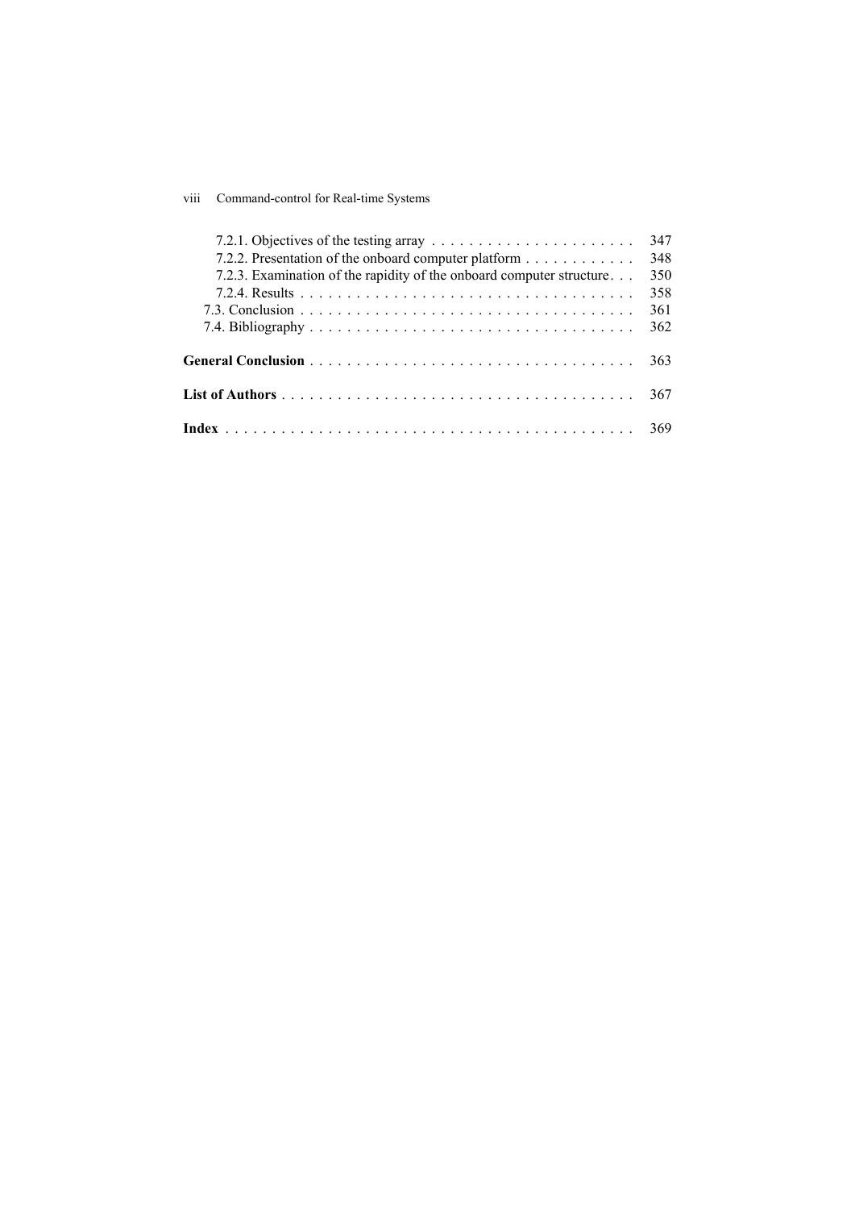7.2.1. Objectives of the testing array . . . . . . . . . . . . . . . . . . . . . . 347
7.2.2. Presentation of the onboard computer platform . . . . . . . . . . . . 348
7.2.3. Examination of the rapidity of the onboard computer structure. . . 350
7.2.4. Results . . . . . . . . . . . . . . . . . . . . . . . . . . . . . . . . . . . . 358
7.3. Conclusion . . . . . . . . . . . . . . . . . . . . . . . . . . . . . . . . . . . . 361
7.4. Bibliography . . . . . . . . . . . . . . . . . . . . . . . . . . . . . . . . . . . 362

**General Conclusion** . . . . . . . . . . . . . . . . . . . . . . . . . . . . . . . . . . 363

**List of Authors** . . . . . . . . . . . . . . . . . . . . . . . . . . . . . . . . . . . . . 367

**Index** . . . . . . . . . . . . . . . . . . . . . . . . . . . . . . . . . . . . . . . . . . . 369